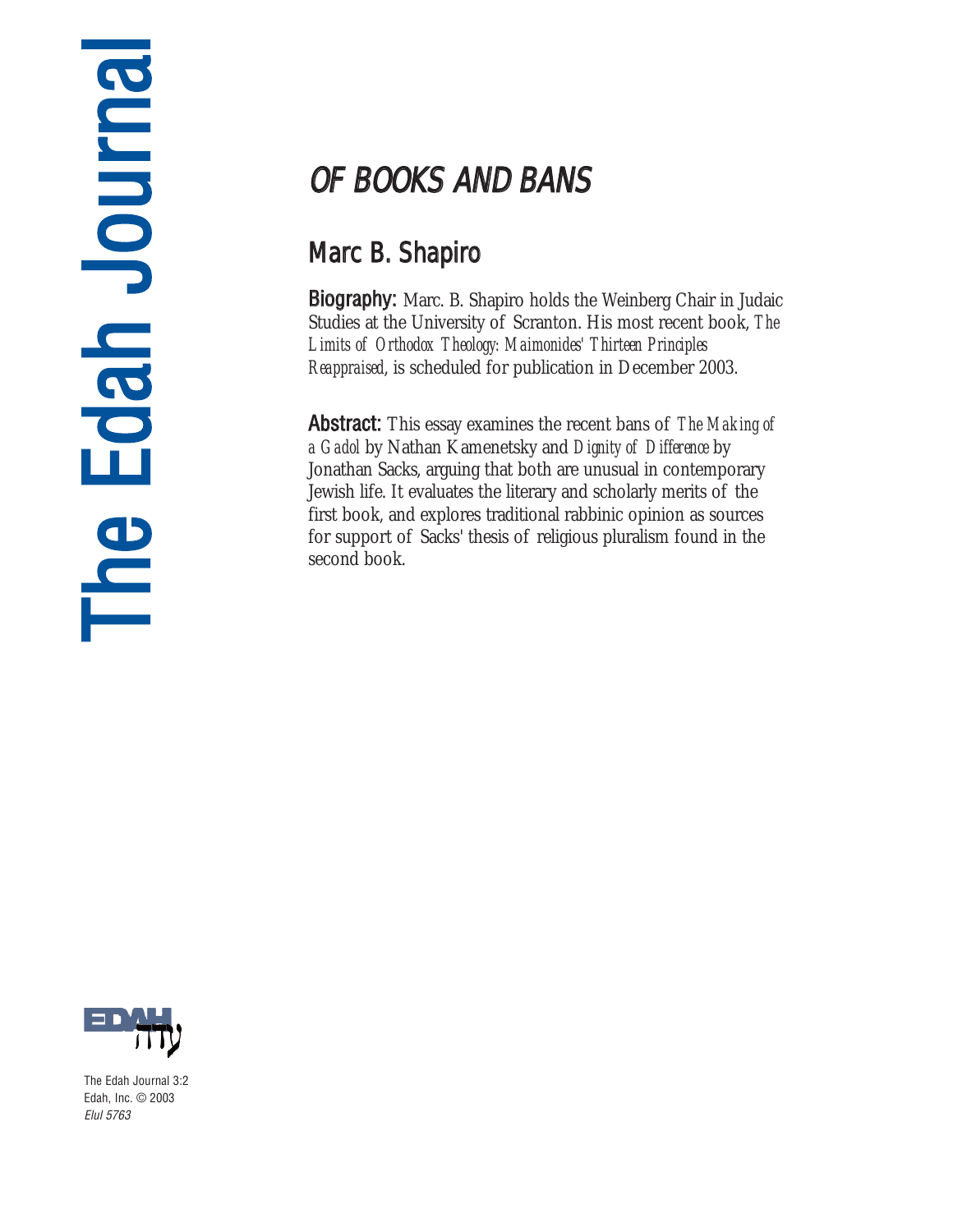# OF BOOKS AND BANS

## Marc B. Shapiro

**Biography:** Marc. B. Shapiro holds the Weinberg Chair in Judaic Studies at the University of Scranton. His most recent book, *The Limits of Orthodox Theology: Maimonides' Thirteen Principles Reappraised*, is scheduled for publication in December 2003.

**Abstract:** This essay examines the recent bans of *The Making of a Gadol* by Nathan Kamenetsky and *Dignity of Difference* by Jonathan Sacks, arguing that both are unusual in contemporary Jewish life. It evaluates the literary and scholarly merits of the first book, and explores traditional rabbinic opinion as sources for support of Sacks' thesis of religious pluralism found in the second book.

The Edah Journal 3:2
Edah, Inc. © 2003
*Elul 5763*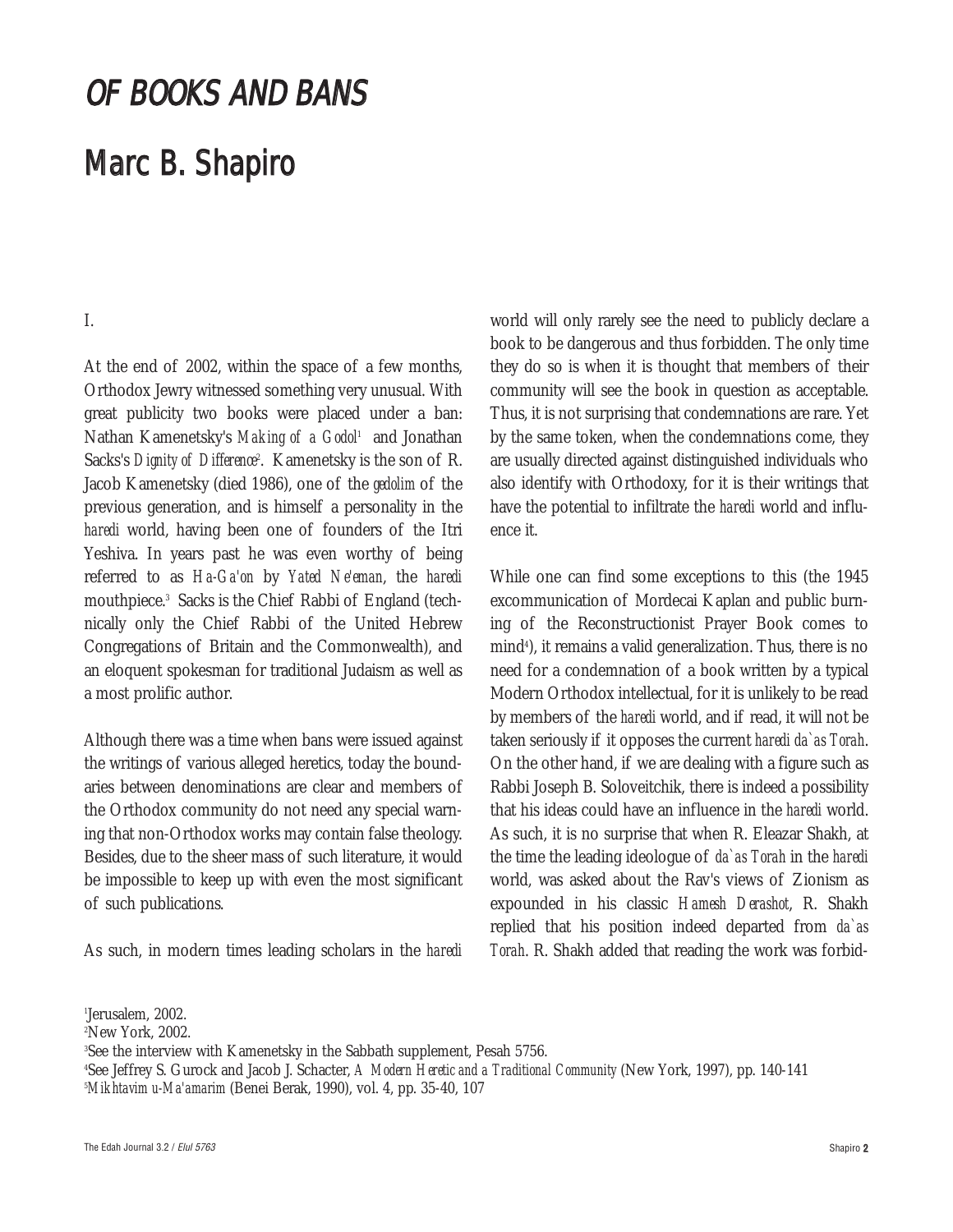# OF BOOKS AND BANS

# Marc B. Shapiro

I.

At the end of 2002, within the space of a few months, Orthodox Jewry witnessed something very unusual. With great publicity two books were placed under a ban: Nathan Kamenetsky's *Making of a Godol*[1] and Jonathan Sacks's *Dignity of Difference*[2]. Kamenetsky is the son of R. Jacob Kamenetsky (died 1986), one of the *gedolim* of the previous generation, and is himself a personality in the *haredi* world, having been one of founders of the Itri Yeshiva. In years past he was even worthy of being referred to as *Ha-Ga'on* by *Yated Ne'eman*, the *haredi* mouthpiece.[3] Sacks is the Chief Rabbi of England (technically only the Chief Rabbi of the United Hebrew Congregations of Britain and the Commonwealth), and an eloquent spokesman for traditional Judaism as well as a most prolific author.

Although there was a time when bans were issued against the writings of various alleged heretics, today the boundaries between denominations are clear and members of the Orthodox community do not need any special warning that non-Orthodox works may contain false theology. Besides, due to the sheer mass of such literature, it would be impossible to keep up with even the most significant of such publications.

As such, in modern times leading scholars in the *haredi* world will only rarely see the need to publicly declare a book to be dangerous and thus forbidden. The only time they do so is when it is thought that members of their community will see the book in question as acceptable. Thus, it is not surprising that condemnations are rare. Yet by the same token, when the condemnations come, they are usually directed against distinguished individuals who also identify with Orthodoxy, for it is their writings that have the potential to infiltrate the *haredi* world and influence it.

While one can find some exceptions to this (the 1945 excommunication of Mordecai Kaplan and public burning of the Reconstructionist Prayer Book comes to mind[4]), it remains a valid generalization. Thus, there is no need for a condemnation of a book written by a typical Modern Orthodox intellectual, for it is unlikely to be read by members of the *haredi* world, and if read, it will not be taken seriously if it opposes the current *haredi da`as Torah*. On the other hand, if we are dealing with a figure such as Rabbi Joseph B. Soloveitchik, there is indeed a possibility that his ideas could have an influence in the *haredi* world. As such, it is no surprise that when R. Eleazar Shakh, at the time the leading ideologue of *da`as Torah* in the *haredi* world, was asked about the Rav's views of Zionism as expounded in his classic *Hamesh Derashot*, R. Shakh replied that his position indeed departed from *da`as Torah*. R. Shakh added that reading the work was forbid-

[1] Jerusalem, 2002.
[2] New York, 2002.
[3] See the interview with Kamenetsky in the Sabbath supplement, Pesah 5756.
[4] See Jeffrey S. Gurock and Jacob J. Schacter, *A Modern Heretic and a Traditional Community* (New York, 1997), pp. 140-141
[5] *Mikhtavim u-Ma'amarim* (Benei Berak, 1990), vol. 4, pp. 35-40, 107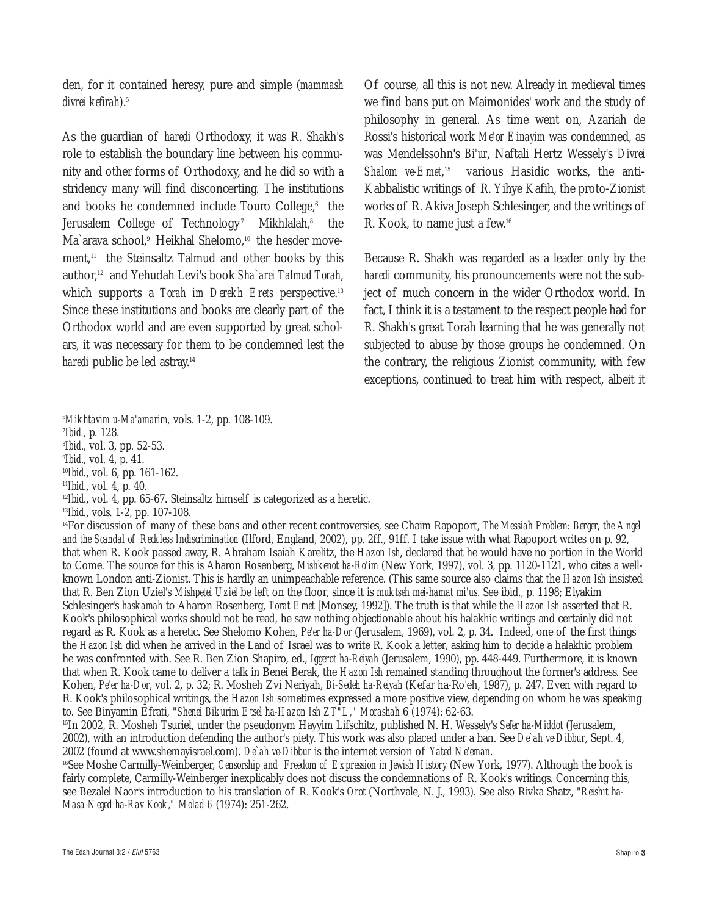den, for it contained heresy, pure and simple (*mammash divrei kefirah*).[5]

As the guardian of *haredi* Orthodoxy, it was R. Shakh's role to establish the boundary line between his community and other forms of Orthodoxy, and he did so with a stridency many will find disconcerting. The institutions and books he condemned include Touro College,[6] the Jerusalem College of Technology,[7] Mikhlalah,[8] the Ma`arava school,[9] Heikhal Shelomo,[10] the hesder movement,[11] the Steinsaltz Talmud and other books by this author,[12] and Yehudah Levi's book *Sha`arei Talmud Torah*, which supports a *Torah im Derekh Erets* perspective.[13] Since these institutions and books are clearly part of the Orthodox world and are even supported by great scholars, it was necessary for them to be condemned lest the *haredi* public be led astray.[14]

Of course, all this is not new. Already in medieval times we find bans put on Maimonides' work and the study of philosophy in general. As time went on, Azariah de Rossi's historical work *Me'or Einayim* was condemned, as was Mendelssohn's *Bi'ur*, Naftali Hertz Wessely's *Divrei Shalom ve-Emet*,[15] various Hasidic works, the anti-Kabbalistic writings of R. Yihye Kafih, the proto-Zionist works of R. Akiva Joseph Schlesinger, and the writings of R. Kook, to name just a few.[16]

Because R. Shakh was regarded as a leader only by the *haredi* community, his pronouncements were not the subject of much concern in the wider Orthodox world. In fact, I think it is a testament to the respect people had for R. Shakh's great Torah learning that he was generally not subjected to abuse by those groups he condemned. On the contrary, the religious Zionist community, with few exceptions, continued to treat him with respect, albeit it

---

[6] *Mikhtavim u-Ma'amarim,* vols. 1-2, pp. 108-109.

[7] *Ibid.*, p. 128.

[8] *Ibid.*, vol. 3, pp. 52-53.

[9] *Ibid.*, vol. 4, p. 41.

[10] *Ibid.*, vol. 6, pp. 161-162.

[11] *Ibid.*, vol. 4, p. 40.

[12] *Ibid.*, vol. 4, pp. 65-67. Steinsaltz himself is categorized as a heretic.

[13] *Ibid.*, vols. 1-2, pp. 107-108.

[14] For discussion of many of these bans and other recent controversies, see Chaim Rapoport, *The Messiah Problem: Berger, the Angel and the Scandal of Reckless Indiscrimination* (Ilford, England, 2002), pp. 2ff., 91ff. I take issue with what Rapoport writes on p. 92, that when R. Kook passed away, R. Abraham Isaiah Karelitz, the *Hazon Ish*, declared that he would have no portion in the World to Come. The source for this is Aharon Rosenberg, *Mishkenot ha-Ro'im* (New York, 1997), vol. 3, pp. 1120-1121, who cites a well-known London anti-Zionist. This is hardly an unimpeachable reference. (This same source also claims that the *Hazon Ish* insisted that R. Ben Zion Uziel's *Mishpetei Uziel* be left on the floor, since it is *muktseh mei-hamat mi'us*. See ibid., p. 1198; Elyakim Schlesinger's *haskamah* to Aharon Rosenberg, *Torat Emet* [Monsey, 1992]). The truth is that while the *Hazon Ish* asserted that R. Kook's philosophical works should not be read, he saw nothing objectionable about his halakhic writings and certainly did not regard as R. Kook as a heretic. See Shelomo Kohen, *Pe'er ha-Dor* (Jerusalem, 1969), vol. 2, p. 34. Indeed, one of the first things the *Hazon Ish* did when he arrived in the Land of Israel was to write R. Kook a letter, asking him to decide a halakhic problem he was confronted with. See R. Ben Zion Shapiro, ed., *Iggerot ha-Reiyah* (Jerusalem, 1990), pp. 448-449. Furthermore, it is known that when R. Kook came to deliver a talk in Benei Berak, the *Hazon Ish* remained standing throughout the former's address. See Kohen, *Pe'er ha-Dor*, vol. 2, p. 32; R. Mosheh Zvi Neriyah, *Bi-Sedeh ha-Reiyah* (Kefar ha-Ro'eh, 1987), p. 247. Even with regard to R. Kook's philosophical writings, the *Hazon Ish* sometimes expressed a more positive view, depending on whom he was speaking to. See Binyamin Efrati, "*Shenei Bikurim Etsel ha-Hazon Ish ZT"L*," *Morashah* 6 (1974): 62-63.

[15] In 2002, R. Mosheh Tsuriel, under the pseudonym Hayyim Lifschitz, published N. H. Wessely's *Sefer ha-Middot* (Jerusalem, 2002), with an introduction defending the author's piety. This work was also placed under a ban. See *De`ah ve-Dibbur*, Sept. 4, 2002 (found at www.shemayisrael.com). *De`ah ve-Dibbur* is the internet version of *Yated Ne'eman*.

[16] See Moshe Carmilly-Weinberger, *Censorship and Freedom of Expression in Jewish History* (New York, 1977). Although the book is fairly complete, Carmilly-Weinberger inexplicably does not discuss the condemnations of R. Kook's writings. Concerning this, see Bezalel Naor's introduction to his translation of R. Kook's *Orot* (Northvale, N. J., 1993). See also Rivka Shatz, "*Reishit ha-Masa Neged ha-Rav Kook*," *Molad* 6 (1974): 251-262.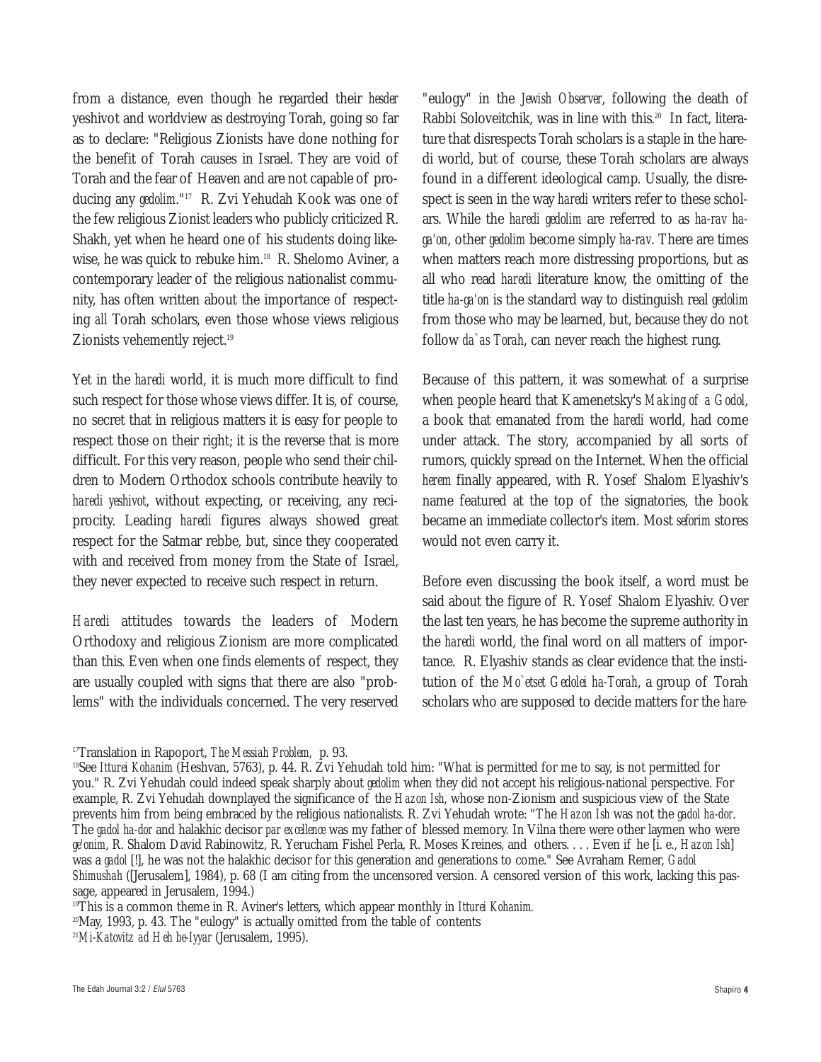from a distance, even though he regarded their *hesder* yeshivot and worldview as destroying Torah, going so far as to declare: "Religious Zionists have done nothing for the benefit of Torah causes in Israel. They are void of Torah and the fear of Heaven and are not capable of producing any *gedolim*."[17] R. Zvi Yehudah Kook was one of the few religious Zionist leaders who publicly criticized R. Shakh, yet when he heard one of his students doing likewise, he was quick to rebuke him.[18] R. Shelomo Aviner, a contemporary leader of the religious nationalist community, has often written about the importance of respecting *all* Torah scholars, even those whose views religious Zionists vehemently reject.[19]

Yet in the *haredi* world, it is much more difficult to find such respect for those whose views differ. It is, of course, no secret that in religious matters it is easy for people to respect those on their right; it is the reverse that is more difficult. For this very reason, people who send their children to Modern Orthodox schools contribute heavily to *haredi yeshivot*, without expecting, or receiving, any reciprocity. Leading *haredi* figures always showed great respect for the Satmar rebbe, but, since they cooperated with and received from money from the State of Israel, they never expected to receive such respect in return.

*Haredi* attitudes towards the leaders of Modern Orthodoxy and religious Zionism are more complicated than this. Even when one finds elements of respect, they are usually coupled with signs that there are also "problems" with the individuals concerned. The very reserved "eulogy" in the *Jewish Observer*, following the death of Rabbi Soloveitchik, was in line with this.[20] In fact, literature that disrespects Torah scholars is a staple in the haredi world, but of course, these Torah scholars are always found in a different ideological camp. Usually, the disrespect is seen in the way *haredi* writers refer to these scholars. While the *haredi gedolim* are referred to as *ha-rav ha-ga'on*, other *gedolim* become simply *ha-rav*. There are times when matters reach more distressing proportions, but as all who read *haredi* literature know, the omitting of the title *ha-ga'on* is the standard way to distinguish real *gedolim* from those who may be learned, but, because they do not follow *da`as Torah*, can never reach the highest rung.

Because of this pattern, it was somewhat of a surprise when people heard that Kamenetsky's *Making of a Godol*, a book that emanated from the *haredi* world, had come under attack. The story, accompanied by all sorts of rumors, quickly spread on the Internet. When the official *herem* finally appeared, with R. Yosef Shalom Elyashiv's name featured at the top of the signatories, the book became an immediate collector's item. Most *seforim* stores would not even carry it.

Before even discussing the book itself, a word must be said about the figure of R. Yosef Shalom Elyashiv. Over the last ten years, he has become the supreme authority in the *haredi* world, the final word on all matters of importance. R. Elyashiv stands as clear evidence that the institution of the *Mo`etset Gedolei ha-Torah*, a group of Torah scholars who are supposed to decide matters for the *hare-*

---

[17] Translation in Rapoport, *The Messiah Problem*, p. 93.

[18] See *Itturei Kohanim* (Heshvan, 5763), p. 44. R. Zvi Yehudah told him: "What is permitted for me to say, is not permitted for you." R. Zvi Yehudah could indeed speak sharply about *gedolim* when they did not accept his religious-national perspective. For example, R. Zvi Yehudah downplayed the significance of the *Hazon Ish*, whose non-Zionism and suspicious view of the State prevents him from being embraced by the religious nationalists. R. Zvi Yehudah wrote: "The *Hazon Ish* was not the *gadol ha-dor*. The *gadol ha-dor* and halakhic decisor *par excellence* was my father of blessed memory. In Vilna there were other laymen who were *ge'onim*, R. Shalom David Rabinowitz, R. Yerucham Fishel Perla, R. Moses Kreines, and others. . . . Even if he [i. e., *Hazon Ish*] was a *gadol* [!], he was not the halakhic decisor for this generation and generations to come." See Avraham Remer, *Gadol Shimushah* ([Jerusalem], 1984), p. 68 (I am citing from the uncensored version. A censored version of this work, lacking this passage, appeared in Jerusalem, 1994.)

[19] This is a common theme in R. Aviner's letters, which appear monthly in *Itturei Kohanim.*

[20] May, 1993, p. 43. The "eulogy" is actually omitted from the table of contents

[21] *Mi-Katovitz ad Heh be-Iyyar* (Jerusalem, 1995).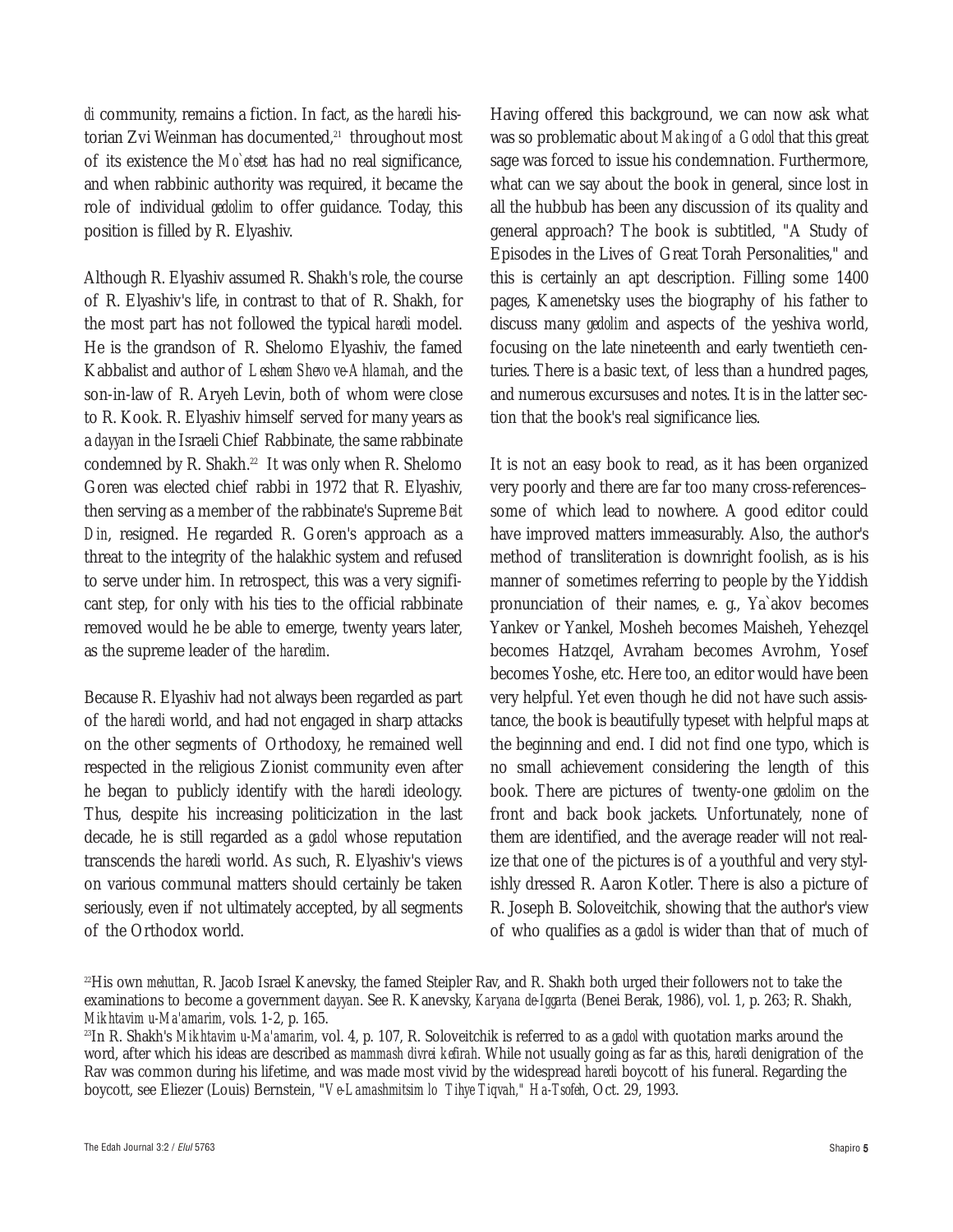*di* community, remains a fiction. In fact, as the *haredi* historian Zvi Weinman has documented,[21] throughout most of its existence the *Mo`etset* has had no real significance, and when rabbinic authority was required, it became the role of individual *gedolim* to offer guidance. Today, this position is filled by R. Elyashiv.

Although R. Elyashiv assumed R. Shakh's role, the course of R. Elyashiv's life, in contrast to that of R. Shakh, for the most part has not followed the typical *haredi* model. He is the grandson of R. Shelomo Elyashiv, the famed Kabbalist and author of *Leshem Shevo ve-Ahlamah*, and the son-in-law of R. Aryeh Levin, both of whom were close to R. Kook. R. Elyashiv himself served for many years as a *dayyan* in the Israeli Chief Rabbinate, the same rabbinate condemned by R. Shakh.[22] It was only when R. Shelomo Goren was elected chief rabbi in 1972 that R. Elyashiv, then serving as a member of the rabbinate's Supreme *Beit Din*, resigned. He regarded R. Goren's approach as a threat to the integrity of the halakhic system and refused to serve under him. In retrospect, this was a very significant step, for only with his ties to the official rabbinate removed would he be able to emerge, twenty years later, as the supreme leader of the *haredim*.

Because R. Elyashiv had not always been regarded as part of the *haredi* world, and had not engaged in sharp attacks on the other segments of Orthodoxy, he remained well respected in the religious Zionist community even after he began to publicly identify with the *haredi* ideology. Thus, despite his increasing politicization in the last decade, he is still regarded as a *gadol* whose reputation transcends the *haredi* world. As such, R. Elyashiv's views on various communal matters should certainly be taken seriously, even if not ultimately accepted, by all segments of the Orthodox world.

Having offered this background, we can now ask what was so problematic about *Making of a Godol* that this great sage was forced to issue his condemnation. Furthermore, what can we say about the book in general, since lost in all the hubbub has been any discussion of its quality and general approach? The book is subtitled, "A Study of Episodes in the Lives of Great Torah Personalities," and this is certainly an apt description. Filling some 1400 pages, Kamenetsky uses the biography of his father to discuss many *gedolim* and aspects of the yeshiva world, focusing on the late nineteenth and early twentieth centuries. There is a basic text, of less than a hundred pages, and numerous excursuses and notes. It is in the latter section that the book's real significance lies.

It is not an easy book to read, as it has been organized very poorly and there are far too many cross-references–some of which lead to nowhere. A good editor could have improved matters immeasurably. Also, the author's method of transliteration is downright foolish, as is his manner of sometimes referring to people by the Yiddish pronunciation of their names, e. g., Ya`akov becomes Yankev or Yankel, Mosheh becomes Maisheh, Yehezqel becomes Hatzqel, Avraham becomes Avrohm, Yosef becomes Yoshe, etc. Here too, an editor would have been very helpful. Yet even though he did not have such assistance, the book is beautifully typeset with helpful maps at the beginning and end. I did not find one typo, which is no small achievement considering the length of this book. There are pictures of twenty-one *gedolim* on the front and back book jackets. Unfortunately, none of them are identified, and the average reader will not realize that one of the pictures is of a youthful and very stylishly dressed R. Aaron Kotler. There is also a picture of R. Joseph B. Soloveitchik, showing that the author's view of who qualifies as a *gadol* is wider than that of much of

---

[22]His own *mehuttan*, R. Jacob Israel Kanevsky, the famed Steipler Rav, and R. Shakh both urged their followers not to take the examinations to become a government *dayyan*. See R. Kanevsky, *Karyana de-Iggarta* (Benei Berak, 1986), vol. 1, p. 263; R. Shakh, *Mikhtavim u-Ma'amarim*, vols. 1-2, p. 165.

[23]In R. Shakh's *Mikhtavim u-Ma'amarim*, vol. 4, p. 107, R. Soloveitchik is referred to as a *gadol* with quotation marks around the word, after which his ideas are described as *mammash divrei kefirah*. While not usually going as far as this, *haredi* denigration of the Rav was common during his lifetime, and was made most vivid by the widespread *haredi* boycott of his funeral. Regarding the boycott, see Eliezer (Louis) Bernstein, "*Ve-Lamashmitsim lo Tihye Tiqvah*," *Ha-Tsofeh*, Oct. 29, 1993.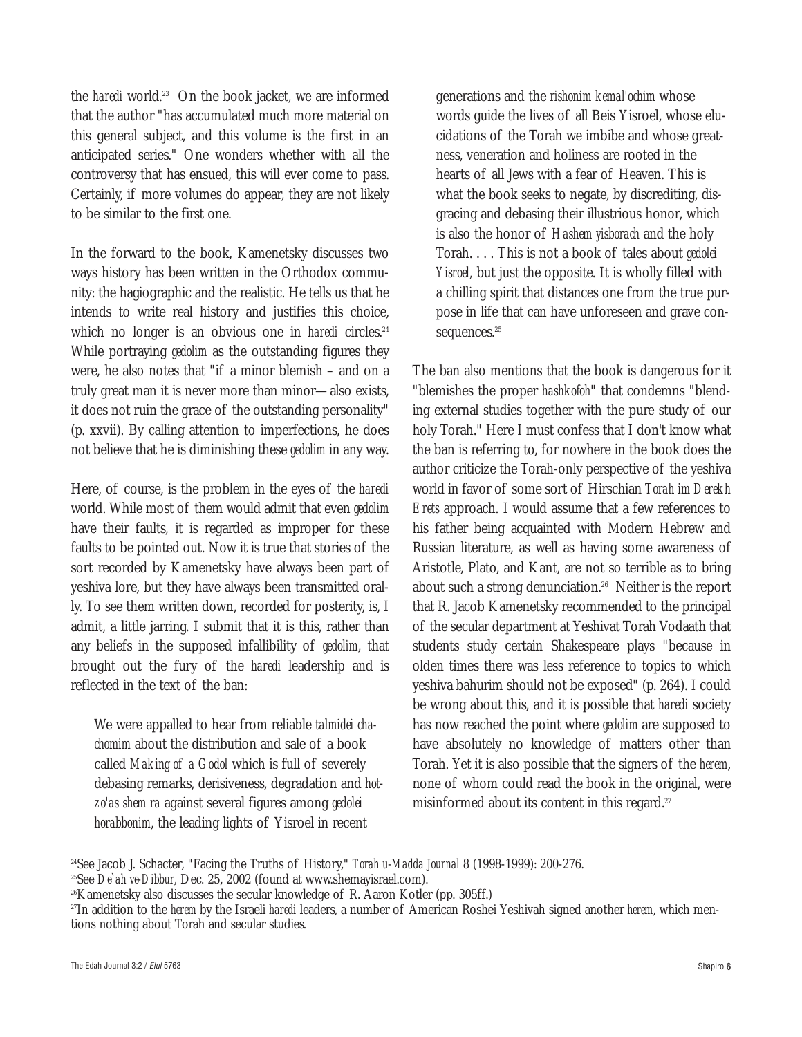the *haredi* world.[23] On the book jacket, we are informed that the author "has accumulated much more material on this general subject, and this volume is the first in an anticipated series." One wonders whether with all the controversy that has ensued, this will ever come to pass. Certainly, if more volumes do appear, they are not likely to be similar to the first one.

In the forward to the book, Kamenetsky discusses two ways history has been written in the Orthodox community: the hagiographic and the realistic. He tells us that he intends to write real history and justifies this choice, which no longer is an obvious one in *haredi* circles.[24] While portraying *gedolim* as the outstanding figures they were, he also notes that "if a minor blemish – and on a truly great man it is never more than minor—also exists, it does not ruin the grace of the outstanding personality" (p. xxvii). By calling attention to imperfections, he does not believe that he is diminishing these *gedolim* in any way.

Here, of course, is the problem in the eyes of the *haredi* world. While most of them would admit that even *gedolim* have their faults, it is regarded as improper for these faults to be pointed out. Now it is true that stories of the sort recorded by Kamenetsky have always been part of yeshiva lore, but they have always been transmitted orally. To see them written down, recorded for posterity, is, I admit, a little jarring. I submit that it is this, rather than any beliefs in the supposed infallibility of *gedolim*, that brought out the fury of the *haredi* leadership and is reflected in the text of the ban:

> We were appalled to hear from reliable *talmidei chachomim* about the distribution and sale of a book called *Making of a Godol* which is full of severely debasing remarks, derisiveness, degradation and *hotzo'as shem ra* against several figures among *gedolei horabbonim*, the leading lights of Yisroel in recent generations and the *rishonim kemal'ochim* whose words guide the lives of all Beis Yisroel, whose elucidations of the Torah we imbibe and whose greatness, veneration and holiness are rooted in the hearts of all Jews with a fear of Heaven. This is what the book seeks to negate, by discrediting, disgracing and debasing their illustrious honor, which is also the honor of *Hashem yisborach* and the holy Torah. . . . This is not a book of tales about *gedolei Yisroel*, but just the opposite. It is wholly filled with a chilling spirit that distances one from the true purpose in life that can have unforeseen and grave consequences.[25]

The ban also mentions that the book is dangerous for it "blemishes the proper *hashkofoh*" that condemns "blending external studies together with the pure study of our holy Torah." Here I must confess that I don't know what the ban is referring to, for nowhere in the book does the author criticize the Torah-only perspective of the yeshiva world in favor of some sort of Hirschian *Torah im Derekh Erets* approach. I would assume that a few references to his father being acquainted with Modern Hebrew and Russian literature, as well as having some awareness of Aristotle, Plato, and Kant, are not so terrible as to bring about such a strong denunciation.[26] Neither is the report that R. Jacob Kamenetsky recommended to the principal of the secular department at Yeshivat Torah Vodaath that students study certain Shakespeare plays "because in olden times there was less reference to topics to which yeshiva bahurim should not be exposed" (p. 264). I could be wrong about this, and it is possible that *haredi* society has now reached the point where *gedolim* are supposed to have absolutely no knowledge of matters other than Torah. Yet it is also possible that the signers of the *herem*, none of whom could read the book in the original, were misinformed about its content in this regard.[27]

---

[24] See Jacob J. Schacter, "Facing the Truths of History," *Torah u-Madda Journal* 8 (1998-1999): 200-276.

[25] See *De`ah ve-Dibbur*, Dec. 25, 2002 (found at www.shemayisrael.com).

[26] Kamenetsky also discusses the secular knowledge of R. Aaron Kotler (pp. 305ff.)

[27] In addition to the *herem* by the Israeli *haredi* leaders, a number of American Roshei Yeshivah signed another *herem*, which mentions nothing about Torah and secular studies.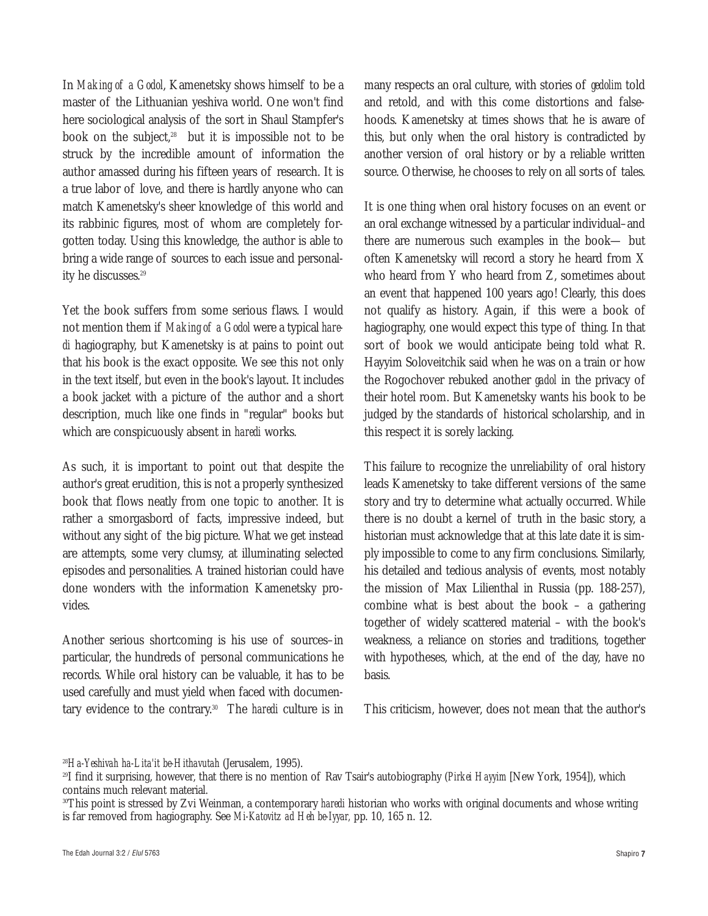In *Making of a Godol*, Kamenetsky shows himself to be a master of the Lithuanian yeshiva world. One won't find here sociological analysis of the sort in Shaul Stampfer's book on the subject,[28] but it is impossible not to be struck by the incredible amount of information the author amassed during his fifteen years of research. It is a true labor of love, and there is hardly anyone who can match Kamenetsky's sheer knowledge of this world and its rabbinic figures, most of whom are completely forgotten today. Using this knowledge, the author is able to bring a wide range of sources to each issue and personality he discusses.[29]

Yet the book suffers from some serious flaws. I would not mention them if *Making of a Godol* were a typical *haredi* hagiography, but Kamenetsky is at pains to point out that his book is the exact opposite. We see this not only in the text itself, but even in the book's layout. It includes a book jacket with a picture of the author and a short description, much like one finds in "regular" books but which are conspicuously absent in *haredi* works.

As such, it is important to point out that despite the author's great erudition, this is not a properly synthesized book that flows neatly from one topic to another. It is rather a smorgasbord of facts, impressive indeed, but without any sight of the big picture. What we get instead are attempts, some very clumsy, at illuminating selected episodes and personalities. A trained historian could have done wonders with the information Kamenetsky provides.

Another serious shortcoming is his use of sources–in particular, the hundreds of personal communications he records. While oral history can be valuable, it has to be used carefully and must yield when faced with documentary evidence to the contrary.[30] The *haredi* culture is in many respects an oral culture, with stories of *gedolim* told and retold, and with this come distortions and falsehoods. Kamenetsky at times shows that he is aware of this, but only when the oral history is contradicted by another version of oral history or by a reliable written source. Otherwise, he chooses to rely on all sorts of tales.

It is one thing when oral history focuses on an event or an oral exchange witnessed by a particular individual–and there are numerous such examples in the book— but often Kamenetsky will record a story he heard from X who heard from Y who heard from Z, sometimes about an event that happened 100 years ago! Clearly, this does not qualify as history. Again, if this were a book of hagiography, one would expect this type of thing. In that sort of book we would anticipate being told what R. Hayyim Soloveitchik said when he was on a train or how the Rogochover rebuked another *gadol* in the privacy of their hotel room. But Kamenetsky wants his book to be judged by the standards of historical scholarship, and in this respect it is sorely lacking.

This failure to recognize the unreliability of oral history leads Kamenetsky to take different versions of the same story and try to determine what actually occurred. While there is no doubt a kernel of truth in the basic story, a historian must acknowledge that at this late date it is simply impossible to come to any firm conclusions. Similarly, his detailed and tedious analysis of events, most notably the mission of Max Lilienthal in Russia (pp. 188-257), combine what is best about the book – a gathering together of widely scattered material – with the book's weakness, a reliance on stories and traditions, together with hypotheses, which, at the end of the day, have no basis.

This criticism, however, does not mean that the author's

---

[28] *Ha-Yeshivah ha-Lita'it be-Hithavutah* (Jerusalem, 1995).

[29] I find it surprising, however, that there is no mention of Rav Tsair's autobiography (*Pirkei Hayyim* [New York, 1954]), which contains much relevant material.

[30] This point is stressed by Zvi Weinman, a contemporary *haredi* historian who works with original documents and whose writing is far removed from hagiography. See *Mi-Katovitz ad Heh be-Iyyar,* pp. 10, 165 n. 12.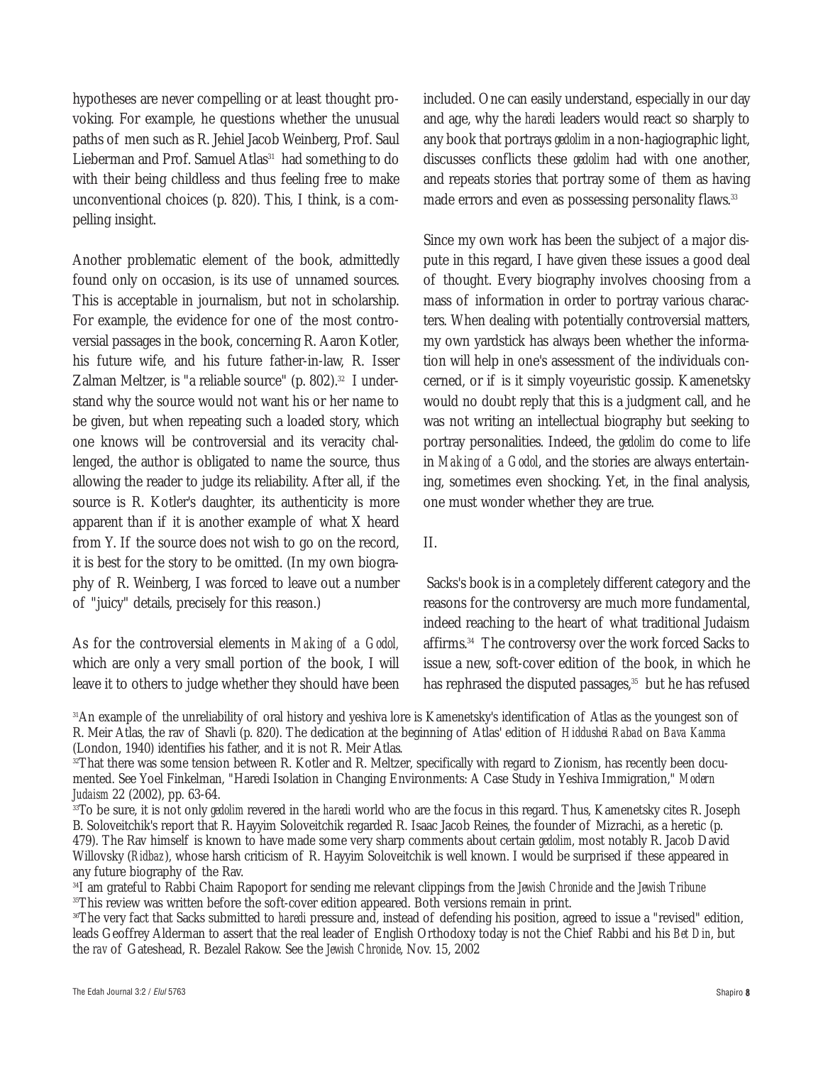hypotheses are never compelling or at least thought provoking. For example, he questions whether the unusual paths of men such as R. Jehiel Jacob Weinberg, Prof. Saul Lieberman and Prof. Samuel Atlas[31] had something to do with their being childless and thus feeling free to make unconventional choices (p. 820). This, I think, is a compelling insight.

Another problematic element of the book, admittedly found only on occasion, is its use of unnamed sources. This is acceptable in journalism, but not in scholarship. For example, the evidence for one of the most controversial passages in the book, concerning R. Aaron Kotler, his future wife, and his future father-in-law, R. Isser Zalman Meltzer, is "a reliable source" (p. 802).[32] I understand why the source would not want his or her name to be given, but when repeating such a loaded story, which one knows will be controversial and its veracity challenged, the author is obligated to name the source, thus allowing the reader to judge its reliability. After all, if the source is R. Kotler's daughter, its authenticity is more apparent than if it is another example of what X heard from Y. If the source does not wish to go on the record, it is best for the story to be omitted. (In my own biography of R. Weinberg, I was forced to leave out a number of "juicy" details, precisely for this reason.)

As for the controversial elements in *Making of a Godol,* which are only a very small portion of the book, I will leave it to others to judge whether they should have been included. One can easily understand, especially in our day and age, why the *haredi* leaders would react so sharply to any book that portrays *gedolim* in a non-hagiographic light, discusses conflicts these *gedolim* had with one another, and repeats stories that portray some of them as having made errors and even as possessing personality flaws.[33]

Since my own work has been the subject of a major dispute in this regard, I have given these issues a good deal of thought. Every biography involves choosing from a mass of information in order to portray various characters. When dealing with potentially controversial matters, my own yardstick has always been whether the information will help in one's assessment of the individuals concerned, or if is it simply voyeuristic gossip. Kamenetsky would no doubt reply that this is a judgment call, and he was not writing an intellectual biography but seeking to portray personalities. Indeed, the *gedolim* do come to life in *Making of a Godol*, and the stories are always entertaining, sometimes even shocking. Yet, in the final analysis, one must wonder whether they are true.

## II.

Sacks's book is in a completely different category and the reasons for the controversy are much more fundamental, indeed reaching to the heart of what traditional Judaism affirms.[34] The controversy over the work forced Sacks to issue a new, soft-cover edition of the book, in which he has rephrased the disputed passages,[35] but he has refused

---

[31] An example of the unreliability of oral history and yeshiva lore is Kamenetsky's identification of Atlas as the youngest son of R. Meir Atlas, the rav of Shavli (p. 820). The dedication at the beginning of Atlas' edition of *Hiddushei Rabad* on *Bava Kamma* (London, 1940) identifies his father, and it is not R. Meir Atlas.

[32] That there was some tension between R. Kotler and R. Meltzer, specifically with regard to Zionism, has recently been documented. See Yoel Finkelman, "Haredi Isolation in Changing Environments: A Case Study in Yeshiva Immigration," *Modern Judaism* 22 (2002), pp. 63-64.

[33] To be sure, it is not only *gedolim* revered in the *haredi* world who are the focus in this regard. Thus, Kamenetsky cites R. Joseph B. Soloveitchik's report that R. Hayyim Soloveitchik regarded R. Isaac Jacob Reines, the founder of Mizrachi, as a heretic (p. 479). The Rav himself is known to have made some very sharp comments about certain *gedolim*, most notably R. Jacob David Willovsky (*Ridbaz*), whose harsh criticism of R. Hayyim Soloveitchik is well known. I would be surprised if these appeared in any future biography of the Rav.

[34] I am grateful to Rabbi Chaim Rapoport for sending me relevant clippings from the *Jewish Chronicle* and the *Jewish Tribune*

[35] This review was written before the soft-cover edition appeared. Both versions remain in print.

[36] The very fact that Sacks submitted to *haredi* pressure and, instead of defending his position, agreed to issue a "revised" edition, leads Geoffrey Alderman to assert that the real leader of English Orthodoxy today is not the Chief Rabbi and his *Bet Din*, but the *rav* of Gateshead, R. Bezalel Rakow. See the *Jewish Chronicle*, Nov. 15, 2002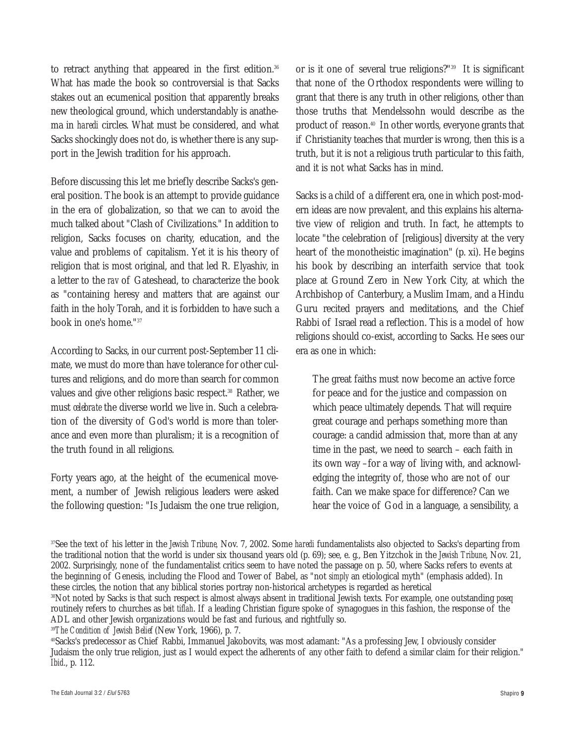to retract anything that appeared in the first edition.[36] What has made the book so controversial is that Sacks stakes out an ecumenical position that apparently breaks new theological ground, which understandably is anathema in *haredi* circles. What must be considered, and what Sacks shockingly does not do, is whether there is any support in the Jewish tradition for his approach.

Before discussing this let me briefly describe Sacks's general position. The book is an attempt to provide guidance in the era of globalization, so that we can to avoid the much talked about "Clash of Civilizations." In addition to religion, Sacks focuses on charity, education, and the value and problems of capitalism. Yet it is his theory of religion that is most original, and that led R. Elyashiv, in a letter to the *rav* of Gateshead, to characterize the book as "containing heresy and matters that are against our faith in the holy Torah, and it is forbidden to have such a book in one's home."[37]

According to Sacks, in our current post-September 11 climate, we must do more than have tolerance for other cultures and religions, and do more than search for common values and give other religions basic respect.[38] Rather, we must *celebrate* the diverse world we live in. Such a celebration of the diversity of God's world is more than tolerance and even more than pluralism; it is a recognition of the truth found in all religions.

Forty years ago, at the height of the ecumenical movement, a number of Jewish religious leaders were asked the following question: "Is Judaism the one true religion, or is it one of several true religions?"[39] It is significant that none of the Orthodox respondents were willing to grant that there is any truth in other religions, other than those truths that Mendelssohn would describe as the product of reason.[40] In other words, everyone grants that if Christianity teaches that murder is wrong, then this is a truth, but it is not a religious truth particular to this faith, and it is not what Sacks has in mind.

Sacks is a child of a different era, one in which post-modern ideas are now prevalent, and this explains his alternative view of religion and truth. In fact, he attempts to locate "the celebration of [religious] diversity at the very heart of the monotheistic imagination" (p. xi). He begins his book by describing an interfaith service that took place at Ground Zero in New York City, at which the Archbishop of Canterbury, a Muslim Imam, and a Hindu Guru recited prayers and meditations, and the Chief Rabbi of Israel read a reflection. This is a model of how religions should co-exist, according to Sacks. He sees our era as one in which:

> The great faiths must now become an active force for peace and for the justice and compassion on which peace ultimately depends. That will require great courage and perhaps something more than courage: a candid admission that, more than at any time in the past, we need to search – each faith in its own way –for a way of living with, and acknowledging the integrity of, those who are not of our faith. Can we make space for difference? Can we hear the voice of God in a language, a sensibility, a

---

[37]See the text of his letter in the *Jewish Tribune*, Nov. 7, 2002. Some *haredi* fundamentalists also objected to Sacks's departing from the traditional notion that the world is under six thousand years old (p. 69); see, e. g., Ben Yitzchok in the *Jewish Tribune*, Nov. 21, 2002. Surprisingly, none of the fundamentalist critics seem to have noted the passage on p. 50, where Sacks refers to events at the beginning of Genesis, including the Flood and Tower of Babel, as "not *simply* an etiological myth" (emphasis added). In these circles, the notion that any biblical stories portray non-historical archetypes is regarded as heretical

[38]Not noted by Sacks is that such respect is almost always absent in traditional Jewish texts. For example, one outstanding *poseq* routinely refers to churches as *beit tiflah*. If a leading Christian figure spoke of synagogues in this fashion, the response of the ADL and other Jewish organizations would be fast and furious, and rightfully so.

[39]*The Condition of Jewish Belief* (New York, 1966), p. 7.

[40]Sacks's predecessor as Chief Rabbi, Immanuel Jakobovits, was most adamant: "As a professing Jew, I obviously consider Judaism the only true religion, just as I would expect the adherents of any other faith to defend a similar claim for their religion." *Ibid*., p. 112.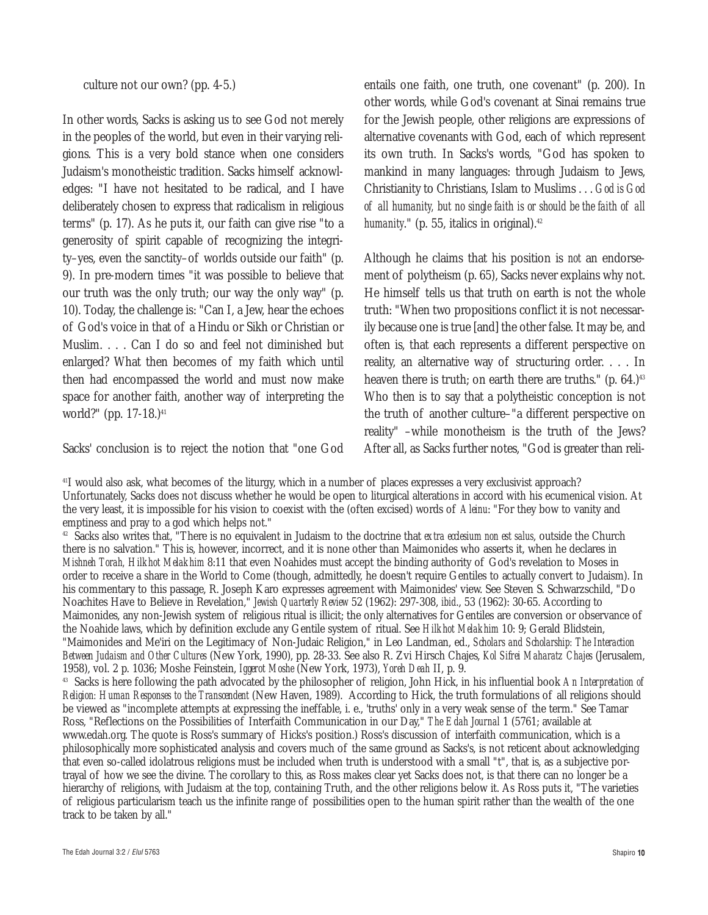culture not our own? (pp. 4-5.)

In other words, Sacks is asking us to see God not merely in the peoples of the world, but even in their varying religions. This is a very bold stance when one considers Judaism's monotheistic tradition. Sacks himself acknowledges: "I have not hesitated to be radical, and I have deliberately chosen to express that radicalism in religious terms" (p. 17). As he puts it, our faith can give rise "to a generosity of spirit capable of recognizing the integrity–yes, even the sanctity–of worlds outside our faith" (p. 9). In pre-modern times "it was possible to believe that our truth was the only truth; our way the only way" (p. 10). Today, the challenge is: "Can I, a Jew, hear the echoes of God's voice in that of a Hindu or Sikh or Christian or Muslim. . . . Can I do so and feel not diminished but enlarged? What then becomes of my faith which until then had encompassed the world and must now make space for another faith, another way of interpreting the world?" (pp. 17-18.)[41]

Sacks' conclusion is to reject the notion that "one God entails one faith, one truth, one covenant" (p. 200). In other words, while God's covenant at Sinai remains true for the Jewish people, other religions are expressions of alternative covenants with God, each of which represent its own truth. In Sacks's words, "God has spoken to mankind in many languages: through Judaism to Jews, Christianity to Christians, Islam to Muslims . . . *God is God of all humanity, but no single faith is or should be the faith of all humanity*." (p. 55, italics in original).[42]

Although he claims that his position is *not* an endorsement of polytheism (p. 65), Sacks never explains why not. He himself tells us that truth on earth is not the whole truth: "When two propositions conflict it is not necessarily because one is true [and] the other false. It may be, and often is, that each represents a different perspective on reality, an alternative way of structuring order. . . . In heaven there is truth; on earth there are truths." (p. 64.)[43] Who then is to say that a polytheistic conception is not the truth of another culture–"a different perspective on reality" –while monotheism is the truth of the Jews? After all, as Sacks further notes, "God is greater than reli-

---

[41] I would also ask, what becomes of the liturgy, which in a number of places expresses a very exclusivist approach? Unfortunately, Sacks does not discuss whether he would be open to liturgical alterations in accord with his ecumenical vision. At the very least, it is impossible for his vision to coexist with the (often excised) words of *Aleinu*: "For they bow to vanity and emptiness and pray to a god which helps not."

[42] Sacks also writes that, "There is no equivalent in Judaism to the doctrine that *extra ecclesium non est salus*, outside the Church there is no salvation." This is, however, incorrect, and it is none other than Maimonides who asserts it, when he declares in *Mishneh Torah, Hilkhot Melakhim* 8:11 that even Noahides must accept the binding authority of God's revelation to Moses in order to receive a share in the World to Come (though, admittedly, he doesn't require Gentiles to actually convert to Judaism). In his commentary to this passage, R. Joseph Karo expresses agreement with Maimonides' view. See Steven S. Schwarzschild, "Do Noachites Have to Believe in Revelation," *Jewish Quarterly Review* 52 (1962): 297-308, *ibid.*, 53 (1962): 30-65. According to Maimonides, any non-Jewish system of religious ritual is illicit; the only alternatives for Gentiles are conversion or observance of the Noahide laws, which by definition exclude any Gentile system of ritual. See *Hilkhot Melakhim* 10: 9; Gerald Blidstein, "Maimonides and Me'iri on the Legitimacy of Non-Judaic Religion," in Leo Landman, ed., *Scholars and Scholarship: The Interaction Between Judaism and Other Cultures* (New York, 1990), pp. 28-33. See also R. Zvi Hirsch Chajes, *Kol Sifrei Maharatz Chajes* (Jerusalem, 1958), vol. 2 p. 1036; Moshe Feinstein, *Iggerot Moshe* (New York, 1973), *Yoreh Deah* II, p. 9.

[43] Sacks is here following the path advocated by the philosopher of religion, John Hick, in his influential book *An Interpretation of Religion: Human Responses to the Transcendent* (New Haven, 1989). According to Hick, the truth formulations of all religions should be viewed as "incomplete attempts at expressing the ineffable, i. e., 'truths' only in a very weak sense of the term." See Tamar Ross, "Reflections on the Possibilities of Interfaith Communication in our Day," *The Edah Journal* 1 (5761; available at www.edah.org. The quote is Ross's summary of Hicks's position.) Ross's discussion of interfaith communication, which is a philosophically more sophisticated analysis and covers much of the same ground as Sacks's, is not reticent about acknowledging that even so-called idolatrous religions must be included when truth is understood with a small "t", that is, as a subjective portrayal of how we see the divine. The corollary to this, as Ross makes clear yet Sacks does not, is that there can no longer be a hierarchy of religions, with Judaism at the top, containing Truth, and the other religions below it. As Ross puts it, "The varieties of religious particularism teach us the infinite range of possibilities open to the human spirit rather than the wealth of the one track to be taken by all."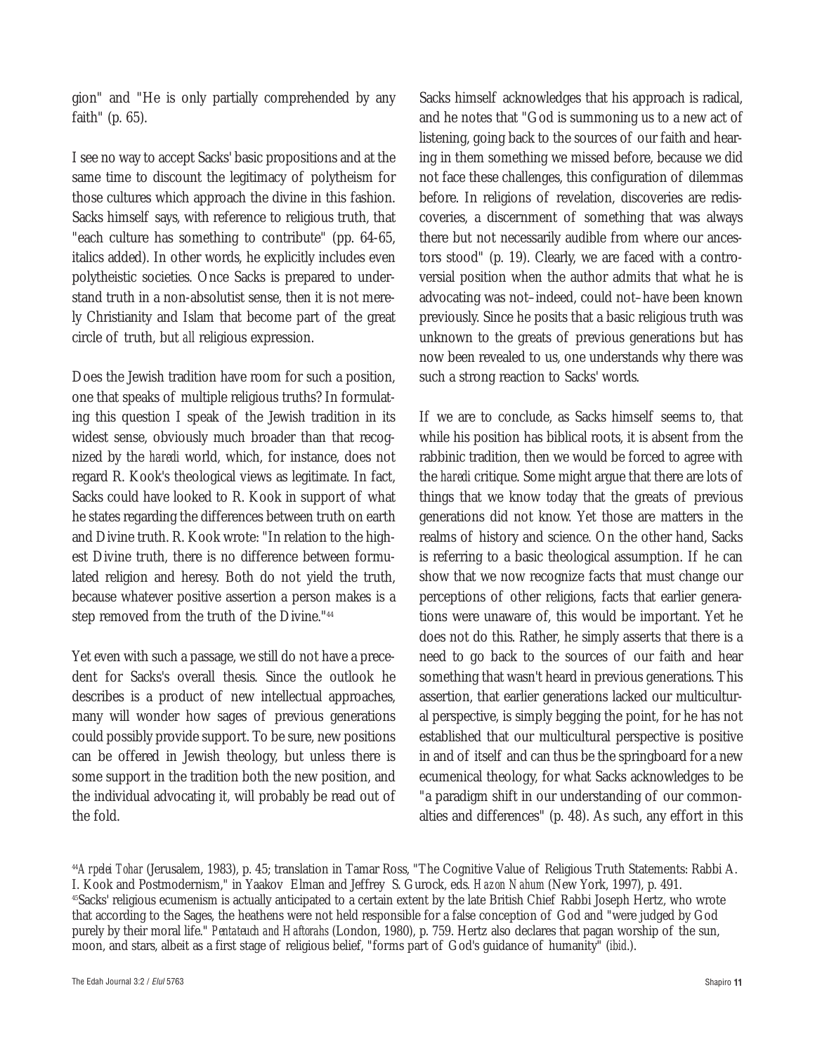gion" and "He is only partially comprehended by any faith" (p. 65).

I see no way to accept Sacks' basic propositions and at the same time to discount the legitimacy of polytheism for those cultures which approach the divine in this fashion. Sacks himself says, with reference to religious truth, that "each culture has something to contribute" (pp. 64-65, italics added). In other words, he explicitly includes even polytheistic societies. Once Sacks is prepared to understand truth in a non-absolutist sense, then it is not merely Christianity and Islam that become part of the great circle of truth, but *all* religious expression.

Does the Jewish tradition have room for such a position, one that speaks of multiple religious truths? In formulating this question I speak of the Jewish tradition in its widest sense, obviously much broader than that recognized by the *haredi* world, which, for instance, does not regard R. Kook's theological views as legitimate. In fact, Sacks could have looked to R. Kook in support of what he states regarding the differences between truth on earth and Divine truth. R. Kook wrote: "In relation to the highest Divine truth, there is no difference between formulated religion and heresy. Both do not yield the truth, because whatever positive assertion a person makes is a step removed from the truth of the Divine."[44]

Yet even with such a passage, we still do not have a precedent for Sacks's overall thesis. Since the outlook he describes is a product of new intellectual approaches, many will wonder how sages of previous generations could possibly provide support. To be sure, new positions can be offered in Jewish theology, but unless there is some support in the tradition both the new position, and the individual advocating it, will probably be read out of the fold.

Sacks himself acknowledges that his approach is radical, and he notes that "God is summoning us to a new act of listening, going back to the sources of our faith and hearing in them something we missed before, because we did not face these challenges, this configuration of dilemmas before. In religions of revelation, discoveries are rediscoveries, a discernment of something that was always there but not necessarily audible from where our ancestors stood" (p. 19). Clearly, we are faced with a controversial position when the author admits that what he is advocating was not–indeed, could not–have been known previously. Since he posits that a basic religious truth was unknown to the greats of previous generations but has now been revealed to us, one understands why there was such a strong reaction to Sacks' words.

If we are to conclude, as Sacks himself seems to, that while his position has biblical roots, it is absent from the rabbinic tradition, then we would be forced to agree with the *haredi* critique. Some might argue that there are lots of things that we know today that the greats of previous generations did not know. Yet those are matters in the realms of history and science. On the other hand, Sacks is referring to a basic theological assumption. If he can show that we now recognize facts that must change our perceptions of other religions, facts that earlier generations were unaware of, this would be important. Yet he does not do this. Rather, he simply asserts that there is a need to go back to the sources of our faith and hear something that wasn't heard in previous generations. This assertion, that earlier generations lacked our multicultural perspective, is simply begging the point, for he has not established that our multicultural perspective is positive in and of itself and can thus be the springboard for a new ecumenical theology, for what Sacks acknowledges to be "a paradigm shift in our understanding of our commonalties and differences" (p. 48). As such, any effort in this

---

[44]*Arpelei Tohar* (Jerusalem, 1983), p. 45; translation in Tamar Ross, "The Cognitive Value of Religious Truth Statements: Rabbi A. I. Kook and Postmodernism," in Yaakov Elman and Jeffrey S. Gurock, eds. *Hazon Nahum* (New York, 1997), p. 491.

[45]Sacks' religious ecumenism is actually anticipated to a certain extent by the late British Chief Rabbi Joseph Hertz, who wrote that according to the Sages, the heathens were not held responsible for a false conception of God and "were judged by God purely by their moral life." *Pentateuch and Haftorahs* (London, 1980), p. 759. Hertz also declares that pagan worship of the sun, moon, and stars, albeit as a first stage of religious belief, "forms part of God's guidance of humanity" (*ibid*.).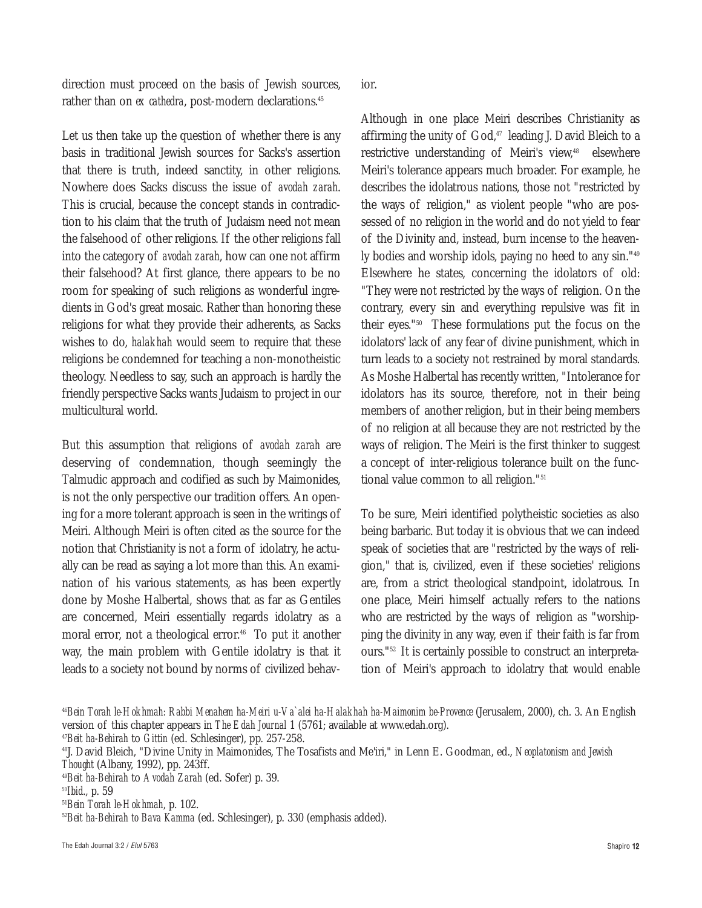direction must proceed on the basis of Jewish sources, rather than on *ex cathedra*, post-modern declarations.[45]

Let us then take up the question of whether there is any basis in traditional Jewish sources for Sacks's assertion that there is truth, indeed sanctity, in other religions. Nowhere does Sacks discuss the issue of *avodah zarah*. This is crucial, because the concept stands in contradiction to his claim that the truth of Judaism need not mean the falsehood of other religions. If the other religions fall into the category of *avodah zarah*, how can one not affirm their falsehood? At first glance, there appears to be no room for speaking of such religions as wonderful ingredients in God's great mosaic. Rather than honoring these religions for what they provide their adherents, as Sacks wishes to do, *halakhah* would seem to require that these religions be condemned for teaching a non-monotheistic theology. Needless to say, such an approach is hardly the friendly perspective Sacks wants Judaism to project in our multicultural world.

But this assumption that religions of *avodah zarah* are deserving of condemnation, though seemingly the Talmudic approach and codified as such by Maimonides, is not the only perspective our tradition offers. An opening for a more tolerant approach is seen in the writings of Meiri. Although Meiri is often cited as the source for the notion that Christianity is not a form of idolatry, he actually can be read as saying a lot more than this. An examination of his various statements, as has been expertly done by Moshe Halbertal, shows that as far as Gentiles are concerned, Meiri essentially regards idolatry as a moral error, not a theological error.[46] To put it another way, the main problem with Gentile idolatry is that it leads to a society not bound by norms of civilized behavior.

Although in one place Meiri describes Christianity as affirming the unity of God,[47] leading J. David Bleich to a restrictive understanding of Meiri's view,[48] elsewhere Meiri's tolerance appears much broader. For example, he describes the idolatrous nations, those not "restricted by the ways of religion," as violent people "who are possessed of no religion in the world and do not yield to fear of the Divinity and, instead, burn incense to the heavenly bodies and worship idols, paying no heed to any sin."[49] Elsewhere he states, concerning the idolators of old: "They were not restricted by the ways of religion. On the contrary, every sin and everything repulsive was fit in their eyes."[50] These formulations put the focus on the idolators' lack of any fear of divine punishment, which in turn leads to a society not restrained by moral standards. As Moshe Halbertal has recently written, "Intolerance for idolators has its source, therefore, not in their being members of another religion, but in their being members of no religion at all because they are not restricted by the ways of religion. The Meiri is the first thinker to suggest a concept of inter-religious tolerance built on the functional value common to all religion."[51]

To be sure, Meiri identified polytheistic societies as also being barbaric. But today it is obvious that we can indeed speak of societies that are "restricted by the ways of religion," that is, civilized, even if these societies' religions are, from a strict theological standpoint, idolatrous. In one place, Meiri himself actually refers to the nations who are restricted by the ways of religion as "worshipping the divinity in any way, even if their faith is far from ours."[52] It is certainly possible to construct an interpretation of Meiri's approach to idolatry that would enable

[46] *Bein Torah le-Hokhmah: Rabbi Menahem ha-Meiri u-Va`alei ha-Halakhah ha-Maimonim be-Provence* (Jerusalem, 2000), ch. 3. An English version of this chapter appears in *The Edah Journal* 1 (5761; available at www.edah.org).

[47] *Beit ha-Behirah* to *Gittin* (ed. Schlesinger), pp. 257-258.

[48] J. David Bleich, "Divine Unity in Maimonides, The Tosafists and Me'iri," in Lenn E. Goodman, ed., *Neoplatonism and Jewish Thought* (Albany, 1992), pp. 243ff.

[49] *Beit ha-Behirah* to *Avodah Zarah* (ed. Sofer) p. 39.

[50] *Ibid.*, p. 59

[51] *Bein Torah le-Hokhmah*, p. 102.

[52] *Beit ha-Behirah to Bava Kamma* (ed. Schlesinger), p. 330 (emphasis added).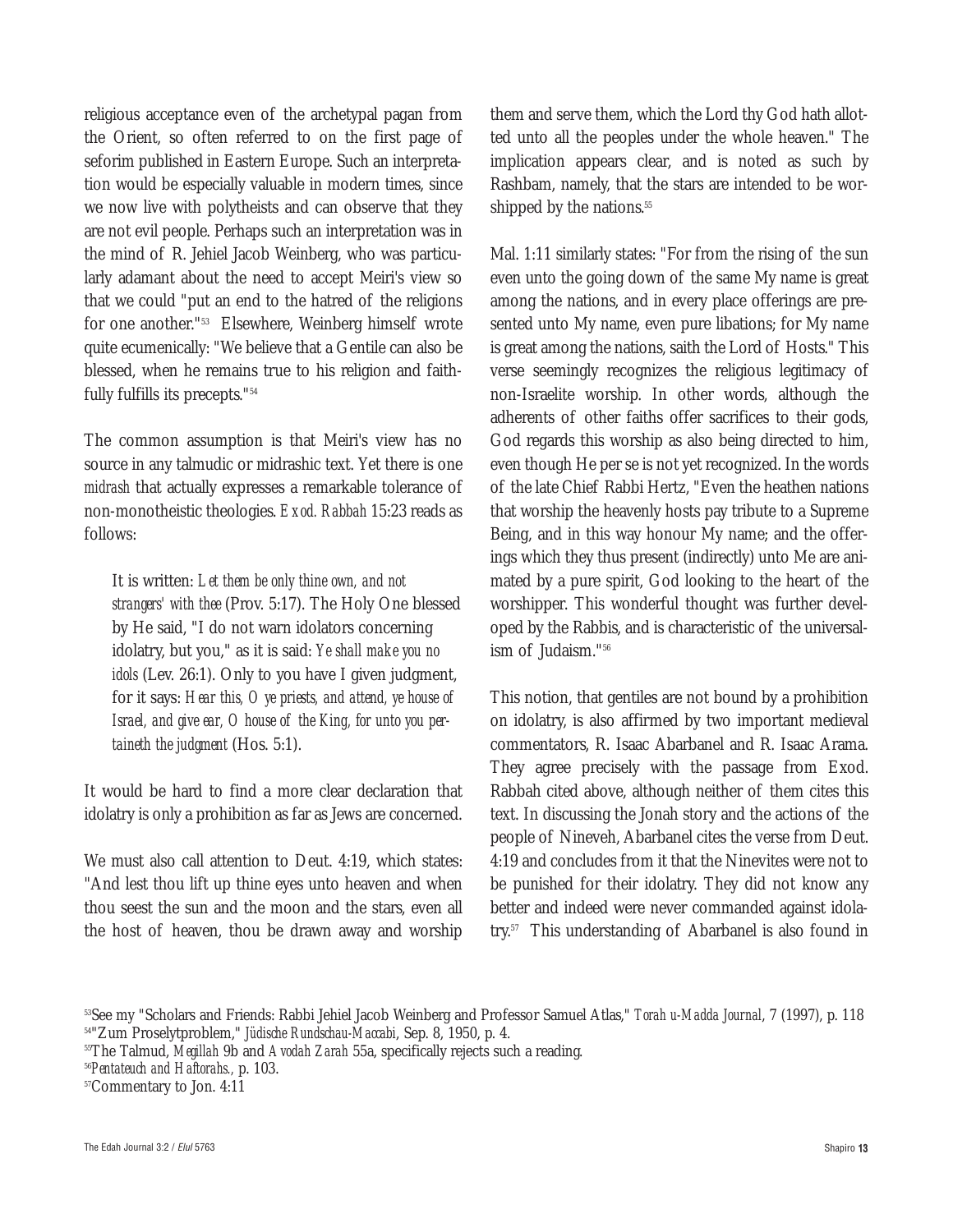religious acceptance even of the archetypal pagan from the Orient, so often referred to on the first page of seforim published in Eastern Europe. Such an interpretation would be especially valuable in modern times, since we now live with polytheists and can observe that they are not evil people. Perhaps such an interpretation was in the mind of R. Jehiel Jacob Weinberg, who was particularly adamant about the need to accept Meiri's view so that we could "put an end to the hatred of the religions for one another."[53] Elsewhere, Weinberg himself wrote quite ecumenically: "We believe that a Gentile can also be blessed, when he remains true to his religion and faithfully fulfills its precepts."[54]

The common assumption is that Meiri's view has no source in any talmudic or midrashic text. Yet there is one *midrash* that actually expresses a remarkable tolerance of non-monotheistic theologies. *Exod. Rabbah* 15:23 reads as follows:

> It is written: *Let them be only thine own, and not strangers' with thee* (Prov. 5:17). The Holy One blessed by He said, "I do not warn idolators concerning idolatry, but you," as it is said: *Ye shall make you no idols* (Lev. 26:1). Only to you have I given judgment, for it says: *Hear this, O ye priests, and attend, ye house of Israel, and give ear, O house of the King, for unto you pertaineth the judgment* (Hos. 5:1).

It would be hard to find a more clear declaration that idolatry is only a prohibition as far as Jews are concerned.

We must also call attention to Deut. 4:19, which states: "And lest thou lift up thine eyes unto heaven and when thou seest the sun and the moon and the stars, even all the host of heaven, thou be drawn away and worship them and serve them, which the Lord thy God hath allotted unto all the peoples under the whole heaven." The implication appears clear, and is noted as such by Rashbam, namely, that the stars are intended to be worshipped by the nations.[55]

Mal. 1:11 similarly states: "For from the rising of the sun even unto the going down of the same My name is great among the nations, and in every place offerings are presented unto My name, even pure libations; for My name is great among the nations, saith the Lord of Hosts." This verse seemingly recognizes the religious legitimacy of non-Israelite worship. In other words, although the adherents of other faiths offer sacrifices to their gods, God regards this worship as also being directed to him, even though He per se is not yet recognized. In the words of the late Chief Rabbi Hertz, "Even the heathen nations that worship the heavenly hosts pay tribute to a Supreme Being, and in this way honour My name; and the offerings which they thus present (indirectly) unto Me are animated by a pure spirit, God looking to the heart of the worshipper. This wonderful thought was further developed by the Rabbis, and is characteristic of the universalism of Judaism."[56]

This notion, that gentiles are not bound by a prohibition on idolatry, is also affirmed by two important medieval commentators, R. Isaac Abarbanel and R. Isaac Arama. They agree precisely with the passage from Exod. Rabbah cited above, although neither of them cites this text. In discussing the Jonah story and the actions of the people of Nineveh, Abarbanel cites the verse from Deut. 4:19 and concludes from it that the Ninevites were not to be punished for their idolatry. They did not know any better and indeed were never commanded against idolatry.[57] This understanding of Abarbanel is also found in

[53] See my "Scholars and Friends: Rabbi Jehiel Jacob Weinberg and Professor Samuel Atlas," *Torah u-Madda Journal*, 7 (1997), p. 118

[54] "Zum Proselytproblem," *Jüdische Rundschau-Maccabi*, Sep. 8, 1950, p. 4.

[55] The Talmud, *Megillah* 9b and *Avodah Zarah* 55a, specifically rejects such a reading.

[56] *Pentateuch and Haftorahs.*, p. 103.

[57] Commentary to Jon. 4:11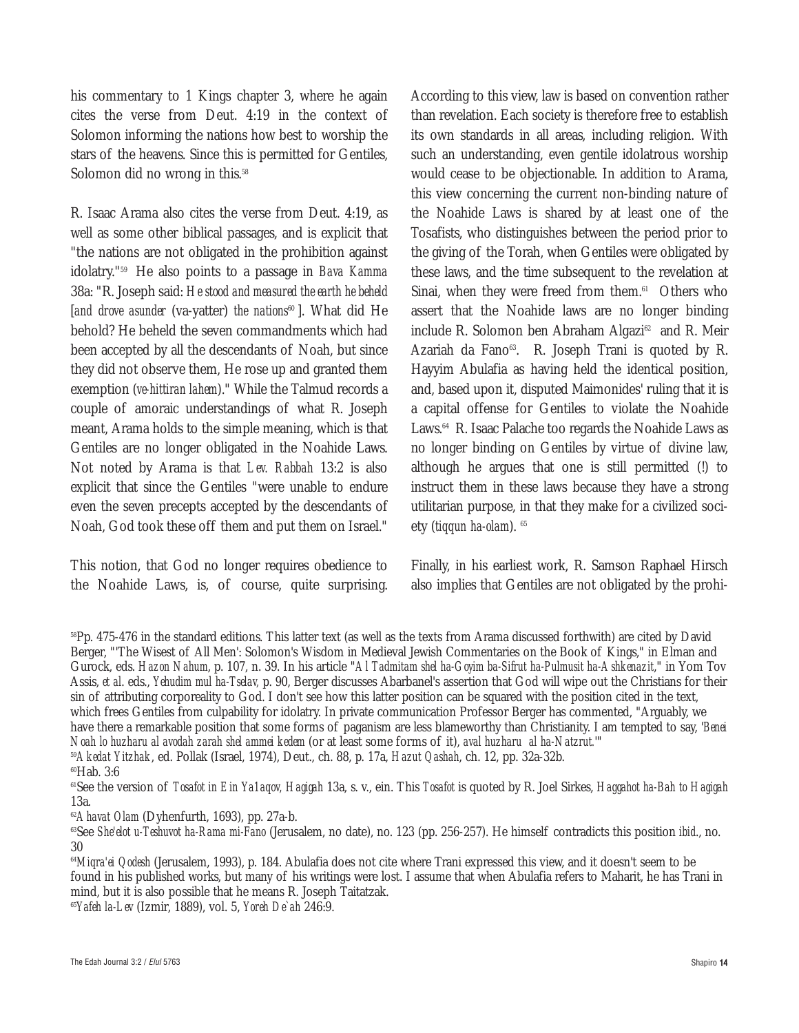his commentary to 1 Kings chapter 3, where he again cites the verse from Deut. 4:19 in the context of Solomon informing the nations how best to worship the stars of the heavens. Since this is permitted for Gentiles, Solomon did no wrong in this.[58]

R. Isaac Arama also cites the verse from Deut. 4:19, as well as some other biblical passages, and is explicit that "the nations are not obligated in the prohibition against idolatry."[59] He also points to a passage in *Bava Kamma* 38a: "R. Joseph said: *He stood and measured the earth he beheld* [*and drove asunder* (va-yatter) *the nations*[60] ]. What did He behold? He beheld the seven commandments which had been accepted by all the descendants of Noah, but since they did not observe them, He rose up and granted them exemption (*ve-hittiran lahem*)." While the Talmud records a couple of amoraic understandings of what R. Joseph meant, Arama holds to the simple meaning, which is that Gentiles are no longer obligated in the Noahide Laws. Not noted by Arama is that *Lev. Rabbah* 13:2 is also explicit that since the Gentiles "were unable to endure even the seven precepts accepted by the descendants of Noah, God took these off them and put them on Israel."

This notion, that God no longer requires obedience to the Noahide Laws, is, of course, quite surprising. According to this view, law is based on convention rather than revelation. Each society is therefore free to establish its own standards in all areas, including religion. With such an understanding, even gentile idolatrous worship would cease to be objectionable. In addition to Arama, this view concerning the current non-binding nature of the Noahide Laws is shared by at least one of the Tosafists, who distinguishes between the period prior to the giving of the Torah, when Gentiles were obligated by these laws, and the time subsequent to the revelation at Sinai, when they were freed from them.[61] Others who assert that the Noahide laws are no longer binding include R. Solomon ben Abraham Algazi[62] and R. Meir Azariah da Fano[63]. R. Joseph Trani is quoted by R. Hayyim Abulafia as having held the identical position, and, based upon it, disputed Maimonides' ruling that it is a capital offense for Gentiles to violate the Noahide Laws.[64] R. Isaac Palache too regards the Noahide Laws as no longer binding on Gentiles by virtue of divine law, although he argues that one is still permitted (!) to instruct them in these laws because they have a strong utilitarian purpose, in that they make for a civilized society (*tiqqun ha-olam*).[65]

Finally, in his earliest work, R. Samson Raphael Hirsch also implies that Gentiles are not obligated by the prohi-

---

[58] Pp. 475-476 in the standard editions. This latter text (as well as the texts from Arama discussed forthwith) are cited by David Berger, "'The Wisest of All Men': Solomon's Wisdom in Medieval Jewish Commentaries on the Book of Kings," in Elman and Gurock, eds. *Hazon Nahum*, p. 107, n. 39. In his article "*Al Tadmitam shel ha-Goyim ba-Sifrut ha-Pulmusit ha-Ashkenazit*," in Yom Tov Assis, *et al.* eds., *Yehudim mul ha-Tselav*, p. 90, Berger discusses Abarbanel's assertion that God will wipe out the Christians for their sin of attributing corporeality to God. I don't see how this latter position can be squared with the position cited in the text, which frees Gentiles from culpability for idolatry. In private communication Professor Berger has commented, "Arguably, we have there a remarkable position that some forms of paganism are less blameworthy than Christianity. I am tempted to say, '*Benei Noah lo huzharu al avodah zarah shel ammei kedem* (or at least some forms of it), *aval huzharu al ha-Natzrut*.'"

[59] *Akedat Yitzhak*, ed. Pollak (Israel, 1974), Deut., ch. 88, p. 17a, *Hazut Qashah*, ch. 12, pp. 32a-32b.

[60] Hab. 3:6

[61] See the version of *Tosafot in Ein Ya'aqov, Hagigah* 13a, s. v., ein. This *Tosafot* is quoted by R. Joel Sirkes, *Haggahot ha-Bah to Hagigah* 13a.

[62] *Ahavat Olam* (Dyhenfurth, 1693), pp. 27a-b.

[63] See *She'elot u-Teshuvot ha-Rama mi-Fano* (Jerusalem, no date), no. 123 (pp. 256-257). He himself contradicts this position *ibid.*, no. 30

[64] *Miqra'ei Qodesh* (Jerusalem, 1993), p. 184. Abulafia does not cite where Trani expressed this view, and it doesn't seem to be found in his published works, but many of his writings were lost. I assume that when Abulafia refers to Maharit, he has Trani in mind, but it is also possible that he means R. Joseph Taitatzak.

[65] *Yafeh la-Lev* (Izmir, 1889), vol. 5, *Yoreh De`ah* 246:9.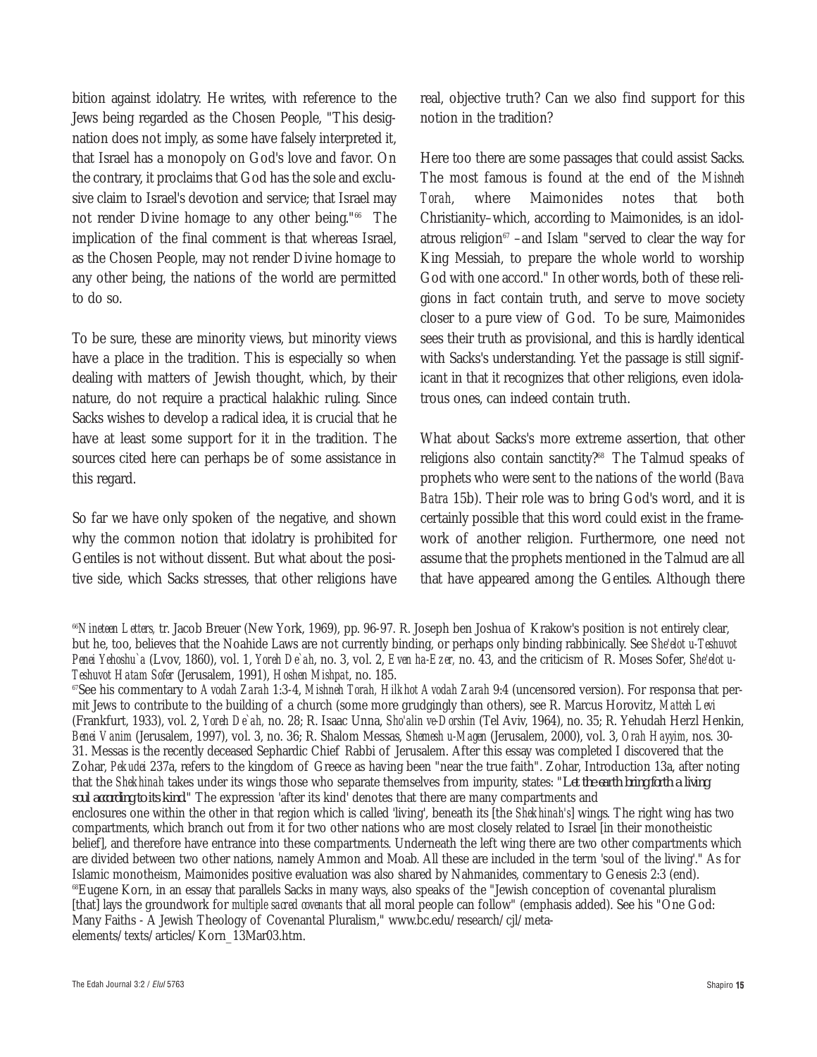bition against idolatry. He writes, with reference to the Jews being regarded as the Chosen People, "This designation does not imply, as some have falsely interpreted it, that Israel has a monopoly on God's love and favor. On the contrary, it proclaims that God has the sole and exclusive claim to Israel's devotion and service; that Israel may not render Divine homage to any other being."[66] The implication of the final comment is that whereas Israel, as the Chosen People, may not render Divine homage to any other being, the nations of the world are permitted to do so.

To be sure, these are minority views, but minority views have a place in the tradition. This is especially so when dealing with matters of Jewish thought, which, by their nature, do not require a practical halakhic ruling. Since Sacks wishes to develop a radical idea, it is crucial that he have at least some support for it in the tradition. The sources cited here can perhaps be of some assistance in this regard.

So far we have only spoken of the negative, and shown why the common notion that idolatry is prohibited for Gentiles is not without dissent. But what about the positive side, which Sacks stresses, that other religions have real, objective truth? Can we also find support for this notion in the tradition?

Here too there are some passages that could assist Sacks. The most famous is found at the end of the *Mishneh Torah*, where Maimonides notes that both Christianity–which, according to Maimonides, is an idolatrous religion[67] –and Islam "served to clear the way for King Messiah, to prepare the whole world to worship God with one accord." In other words, both of these religions in fact contain truth, and serve to move society closer to a pure view of God. To be sure, Maimonides sees their truth as provisional, and this is hardly identical with Sacks's understanding. Yet the passage is still significant in that it recognizes that other religions, even idolatrous ones, can indeed contain truth.

What about Sacks's more extreme assertion, that other religions also contain sanctity?[68] The Talmud speaks of prophets who were sent to the nations of the world (*Bava Batra* 15b). Their role was to bring God's word, and it is certainly possible that this word could exist in the framework of another religion. Furthermore, one need not assume that the prophets mentioned in the Talmud are all that have appeared among the Gentiles. Although there

[66] *Nineteen Letters*, tr. Jacob Breuer (New York, 1969), pp. 96-97. R. Joseph ben Joshua of Krakow's position is not entirely clear, but he, too, believes that the Noahide Laws are not currently binding, or perhaps only binding rabbinically. See *She'elot u-Teshuvot Penei Yehoshu`a* (Lvov, 1860), vol. 1, *Yoreh De`ah*, no. 3, vol. 2, *Even ha-Ezer*, no. 43, and the criticism of R. Moses Sofer, *She'elot u-Teshuvot Hatam Sofer* (Jerusalem, 1991), *Hoshen Mishpat*, no. 185.

[67] See his commentary to *Avodah Zarah* 1:3-4, *Mishneh Torah, Hilkhot Avodah Zarah* 9:4 (uncensored version). For responsa that permit Jews to contribute to the building of a church (some more grudgingly than others), see R. Marcus Horovitz, *Matteh Levi* (Frankfurt, 1933), vol. 2, *Yoreh De`ah*, no. 28; R. Isaac Unna, *Sho'alin ve-Dorshin* (Tel Aviv, 1964), no. 35; R. Yehudah Herzl Henkin, *Benei Vanim* (Jerusalem, 1997), vol. 3, no. 36; R. Shalom Messas, *Shemesh u-Magen* (Jerusalem, 2000), vol. 3, *Orah Hayyim*, nos. 30-31. Messas is the recently deceased Sephardic Chief Rabbi of Jerusalem. After this essay was completed I discovered that the Zohar, *Pekudei* 237a, refers to the kingdom of Greece as having been "near the true faith". Zohar, Introduction 13a, after noting that the *Shekhinah* takes under its wings those who separate themselves from impurity, states: "*Let the earth bring forth a living soul according to its kind*." The expression 'after its kind' denotes that there are many compartments and enclosures one within the other in that region which is called 'living', beneath its [the *Shekhinah's*] wings. The right wing has two compartments, which branch out from it for two other nations who are most closely related to Israel [in their monotheistic belief], and therefore have entrance into these compartments. Underneath the left wing there are two other compartments which are divided between two other nations, namely Ammon and Moab. All these are included in the term 'soul of the living'." As for Islamic monotheism, Maimonides positive evaluation was also shared by Nahmanides, commentary to Genesis 2:3 (end).

[68] Eugene Korn, in an essay that parallels Sacks in many ways, also speaks of the "Jewish conception of covenantal pluralism [that] lays the groundwork for *multiple sacred covenants* that all moral people can follow" (emphasis added). See his "One God: Many Faiths - A Jewish Theology of Covenantal Pluralism," www.bc.edu/research/cjl/meta-elements/texts/articles/Korn_13Mar03.htm.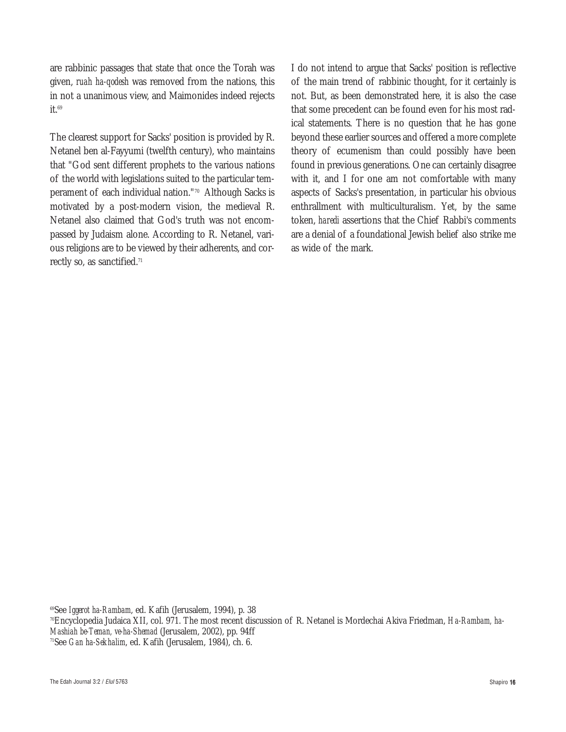are rabbinic passages that state that once the Torah was given, *ruah ha-qodesh* was removed from the nations, this in not a unanimous view, and Maimonides indeed rejects it.[69]

The clearest support for Sacks' position is provided by R. Netanel ben al-Fayyumi (twelfth century), who maintains that "God sent different prophets to the various nations of the world with legislations suited to the particular temperament of each individual nation."[70] Although Sacks is motivated by a post-modern vision, the medieval R. Netanel also claimed that God's truth was not encompassed by Judaism alone. According to R. Netanel, various religions are to be viewed by their adherents, and correctly so, as sanctified.[71]

I do not intend to argue that Sacks' position is reflective of the main trend of rabbinic thought, for it certainly is not. But, as been demonstrated here, it is also the case that some precedent can be found even for his most radical statements. There is no question that he has gone beyond these earlier sources and offered a more complete theory of ecumenism than could possibly have been found in previous generations. One can certainly disagree with it, and I for one am not comfortable with many aspects of Sacks's presentation, in particular his obvious enthrallment with multiculturalism. Yet, by the same token, *haredi* assertions that the Chief Rabbi's comments are a denial of a foundational Jewish belief also strike me as wide of the mark.

---

[69]See *Iggerot ha-Rambam*, ed. Kafih (Jerusalem, 1994), p. 38

[70]Encyclopedia Judaica XII, col. 971. The most recent discussion of R. Netanel is Mordechai Akiva Friedman, *Ha-Rambam, ha-Mashiah be-Teman, ve-ha-Shemad* (Jerusalem, 2002), pp. 94ff

[71]See *Gan ha-Sekhalim*, ed. Kafih (Jerusalem, 1984), ch. 6.